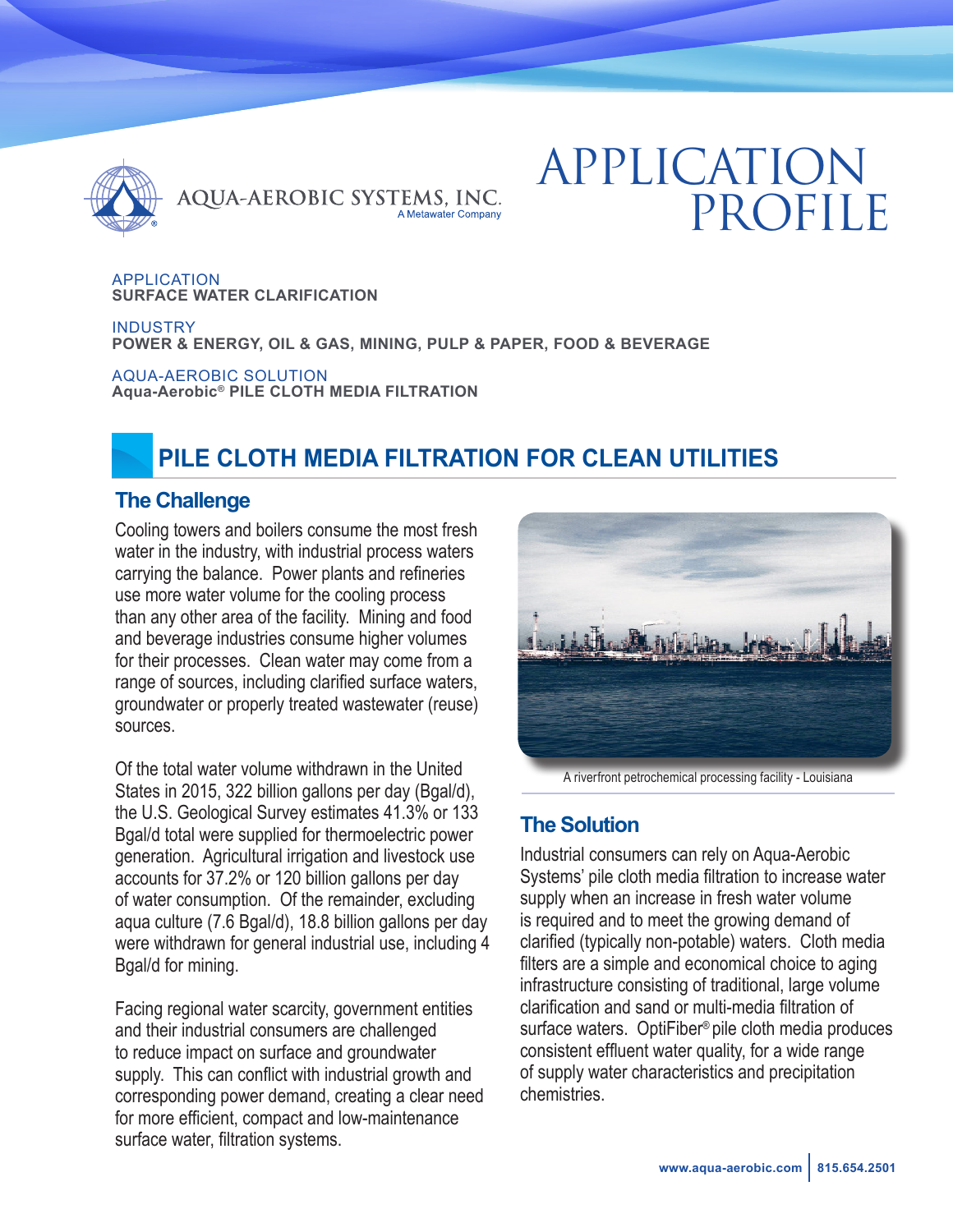AQUA-AEROBIC SYSTEMS, INC.
A Metawater Company

# APPLICATION PROFILE

APPLICATION
**SURFACE WATER CLARIFICATION**

INDUSTRY
**POWER & ENERGY, OIL & GAS, MINING, PULP & PAPER, FOOD & BEVERAGE**

AQUA-AEROBIC SOLUTION
**Aqua-Aerobic® PILE CLOTH MEDIA FILTRATION**

## PILE CLOTH MEDIA FILTRATION FOR CLEAN UTILITIES

### The Challenge

Cooling towers and boilers consume the most fresh water in the industry, with industrial process waters carrying the balance. Power plants and refineries use more water volume for the cooling process than any other area of the facility. Mining and food and beverage industries consume higher volumes for their processes. Clean water may come from a range of sources, including clarified surface waters, groundwater or properly treated wastewater (reuse) sources.

Of the total water volume withdrawn in the United States in 2015, 322 billion gallons per day (Bgal/d), the U.S. Geological Survey estimates 41.3% or 133 Bgal/d total were supplied for thermoelectric power generation. Agricultural irrigation and livestock use accounts for 37.2% or 120 billion gallons per day of water consumption. Of the remainder, excluding aqua culture (7.6 Bgal/d), 18.8 billion gallons per day were withdrawn for general industrial use, including 4 Bgal/d for mining.

Facing regional water scarcity, government entities and their industrial consumers are challenged to reduce impact on surface and groundwater supply. This can conflict with industrial growth and corresponding power demand, creating a clear need for more efficient, compact and low-maintenance surface water, filtration systems.

A riverfront petrochemical processing facility - Louisiana

### The Solution

Industrial consumers can rely on Aqua-Aerobic Systems' pile cloth media filtration to increase water supply when an increase in fresh water volume is required and to meet the growing demand of clarified (typically non-potable) waters. Cloth media filters are a simple and economical choice to aging infrastructure consisting of traditional, large volume clarification and sand or multi-media filtration of surface waters. OptiFiber® pile cloth media produces consistent effluent water quality, for a wide range of supply water characteristics and precipitation chemistries.

www.aqua-aerobic.com | 815.654.2501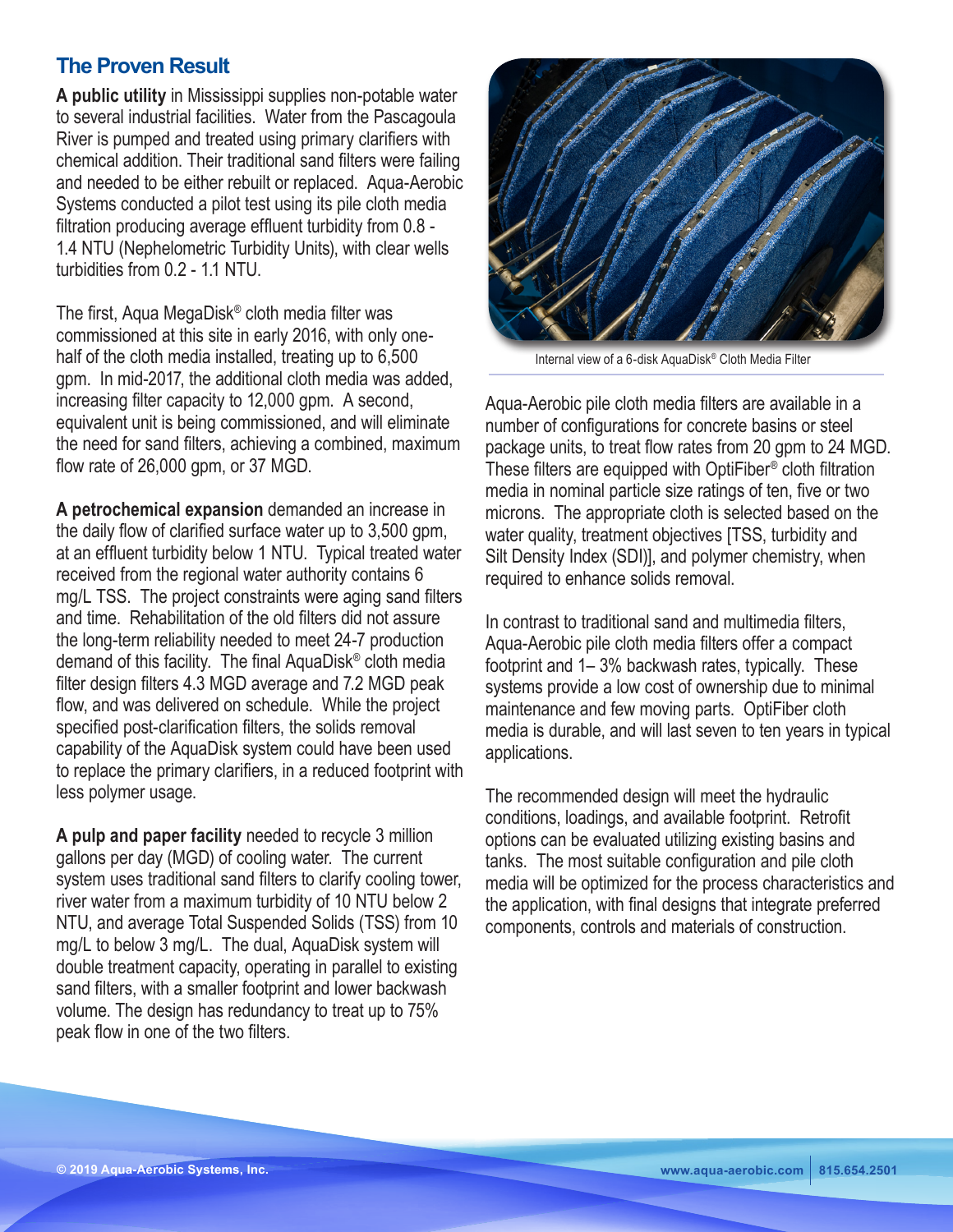## The Proven Result

**A public utility** in Mississippi supplies non-potable water to several industrial facilities. Water from the Pascagoula River is pumped and treated using primary clarifiers with chemical addition. Their traditional sand filters were failing and needed to be either rebuilt or replaced. Aqua-Aerobic Systems conducted a pilot test using its pile cloth media filtration producing average effluent turbidity from 0.8 - 1.4 NTU (Nephelometric Turbidity Units), with clear wells turbidities from 0.2 - 1.1 NTU.

The first, Aqua MegaDisk® cloth media filter was commissioned at this site in early 2016, with only one-half of the cloth media installed, treating up to 6,500 gpm. In mid-2017, the additional cloth media was added, increasing filter capacity to 12,000 gpm. A second, equivalent unit is being commissioned, and will eliminate the need for sand filters, achieving a combined, maximum flow rate of 26,000 gpm, or 37 MGD.

**A petrochemical expansion** demanded an increase in the daily flow of clarified surface water up to 3,500 gpm, at an effluent turbidity below 1 NTU. Typical treated water received from the regional water authority contains 6 mg/L TSS. The project constraints were aging sand filters and time. Rehabilitation of the old filters did not assure the long-term reliability needed to meet 24-7 production demand of this facility. The final AquaDisk® cloth media filter design filters 4.3 MGD average and 7.2 MGD peak flow, and was delivered on schedule. While the project specified post-clarification filters, the solids removal capability of the AquaDisk system could have been used to replace the primary clarifiers, in a reduced footprint with less polymer usage.

**A pulp and paper facility** needed to recycle 3 million gallons per day (MGD) of cooling water. The current system uses traditional sand filters to clarify cooling tower, river water from a maximum turbidity of 10 NTU below 2 NTU, and average Total Suspended Solids (TSS) from 10 mg/L to below 3 mg/L. The dual, AquaDisk system will double treatment capacity, operating in parallel to existing sand filters, with a smaller footprint and lower backwash volume. The design has redundancy to treat up to 75% peak flow in one of the two filters.

Internal view of a 6-disk AquaDisk® Cloth Media Filter

Aqua-Aerobic pile cloth media filters are available in a number of configurations for concrete basins or steel package units, to treat flow rates from 20 gpm to 24 MGD. These filters are equipped with OptiFiber® cloth filtration media in nominal particle size ratings of ten, five or two microns. The appropriate cloth is selected based on the water quality, treatment objectives [TSS, turbidity and Silt Density Index (SDI)], and polymer chemistry, when required to enhance solids removal.

In contrast to traditional sand and multimedia filters, Aqua-Aerobic pile cloth media filters offer a compact footprint and 1– 3% backwash rates, typically. These systems provide a low cost of ownership due to minimal maintenance and few moving parts. OptiFiber cloth media is durable, and will last seven to ten years in typical applications.

The recommended design will meet the hydraulic conditions, loadings, and available footprint. Retrofit options can be evaluated utilizing existing basins and tanks. The most suitable configuration and pile cloth media will be optimized for the process characteristics and the application, with final designs that integrate preferred components, controls and materials of construction.

© 2019 Aqua-Aerobic Systems, Inc.    www.aqua-aerobic.com | 815.654.2501